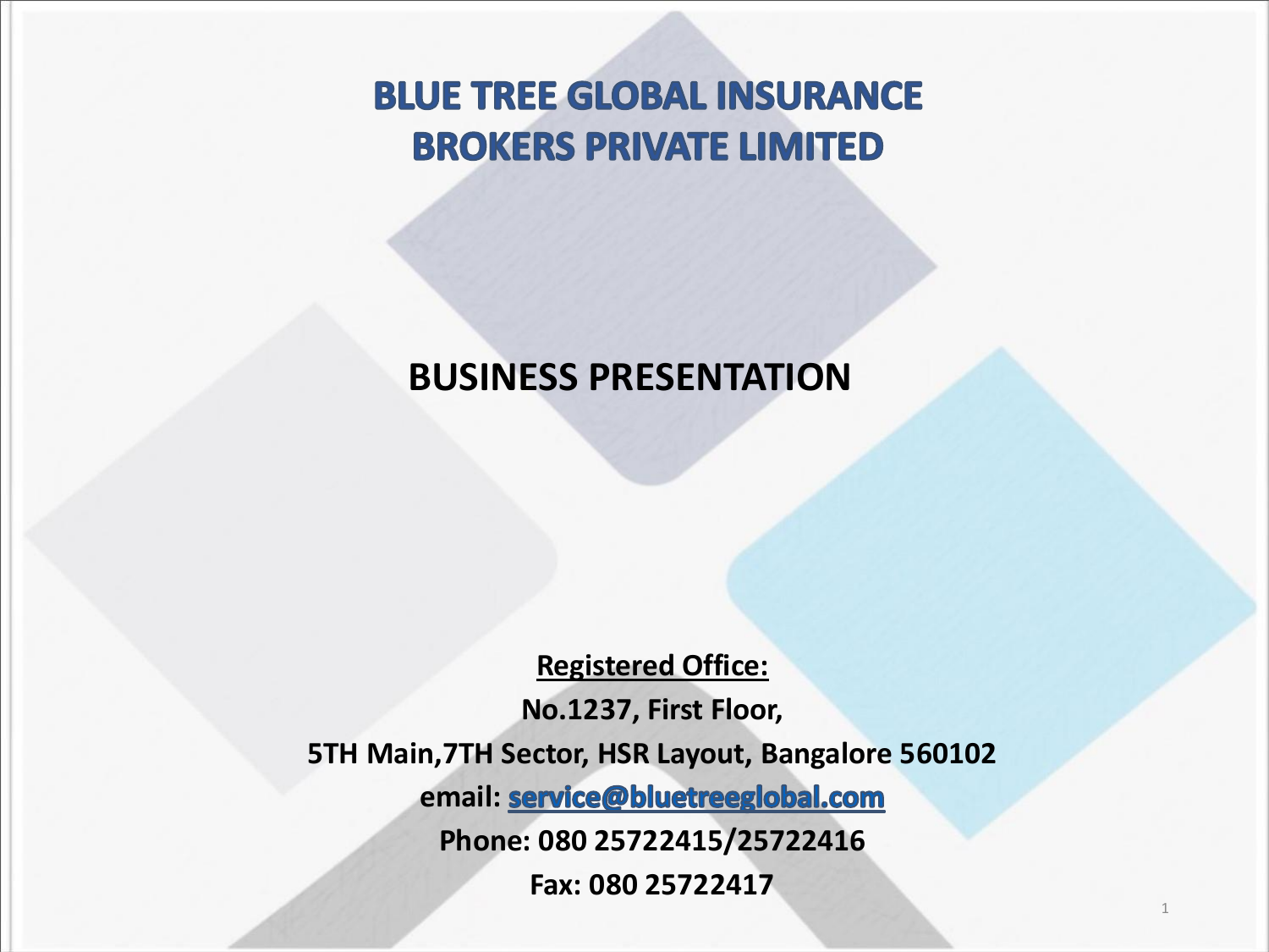# BLUE TREE GLOBAL INSURANCE BROKERS PRIVATE LIMITED

## BUSINESS PRESENTATION

**Registered Office:**

**No.1237, First Floor,**

**5TH Main,7TH Sector, HSR Layout, Bangalore 560102**

**email: service@bluetreeglobal.com**

**Phone: 080 25722415/25722416**

**Fax: 080 25722417**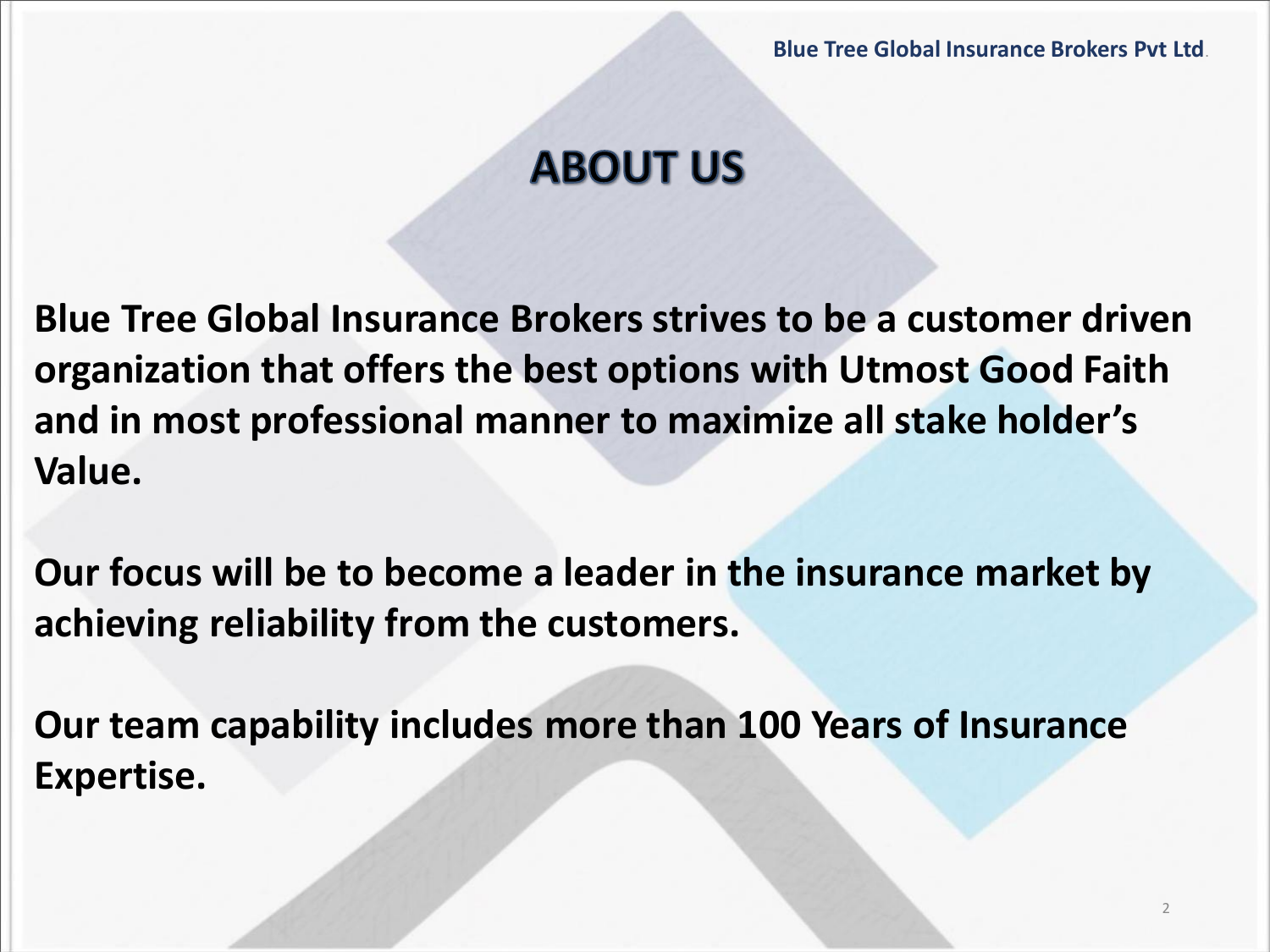# ABOUT US

**Blue Tree Global Insurance Brokers strives to be a customer driven organization that offers the best options with Utmost Good Faith and in most professional manner to maximize all stake holder's Value.**

**Our focus will be to become a leader in the insurance market by achieving reliability from the customers.**

**Our team capability includes more than 100 Years of Insurance Expertise.**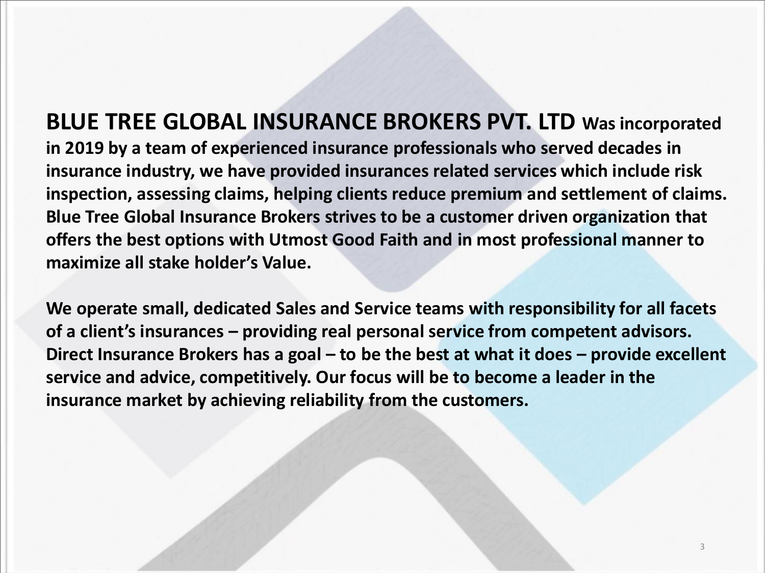**BLUE TREE GLOBAL INSURANCE BROKERS PVT. LTD Was incorporated in 2019 by a team of experienced insurance professionals who served decades in insurance industry, we have provided insurances related services which include risk inspection, assessing claims, helping clients reduce premium and settlement of claims. Blue Tree Global Insurance Brokers strives to be a customer driven organization that offers the best options with Utmost Good Faith and in most professional manner to maximize all stake holder's Value.**

**We operate small, dedicated Sales and Service teams with responsibility for all facets of a client's insurances – providing real personal service from competent advisors. Direct Insurance Brokers has a goal – to be the best at what it does – provide excellent service and advice, competitively. Our focus will be to become a leader in the insurance market by achieving reliability from the customers.**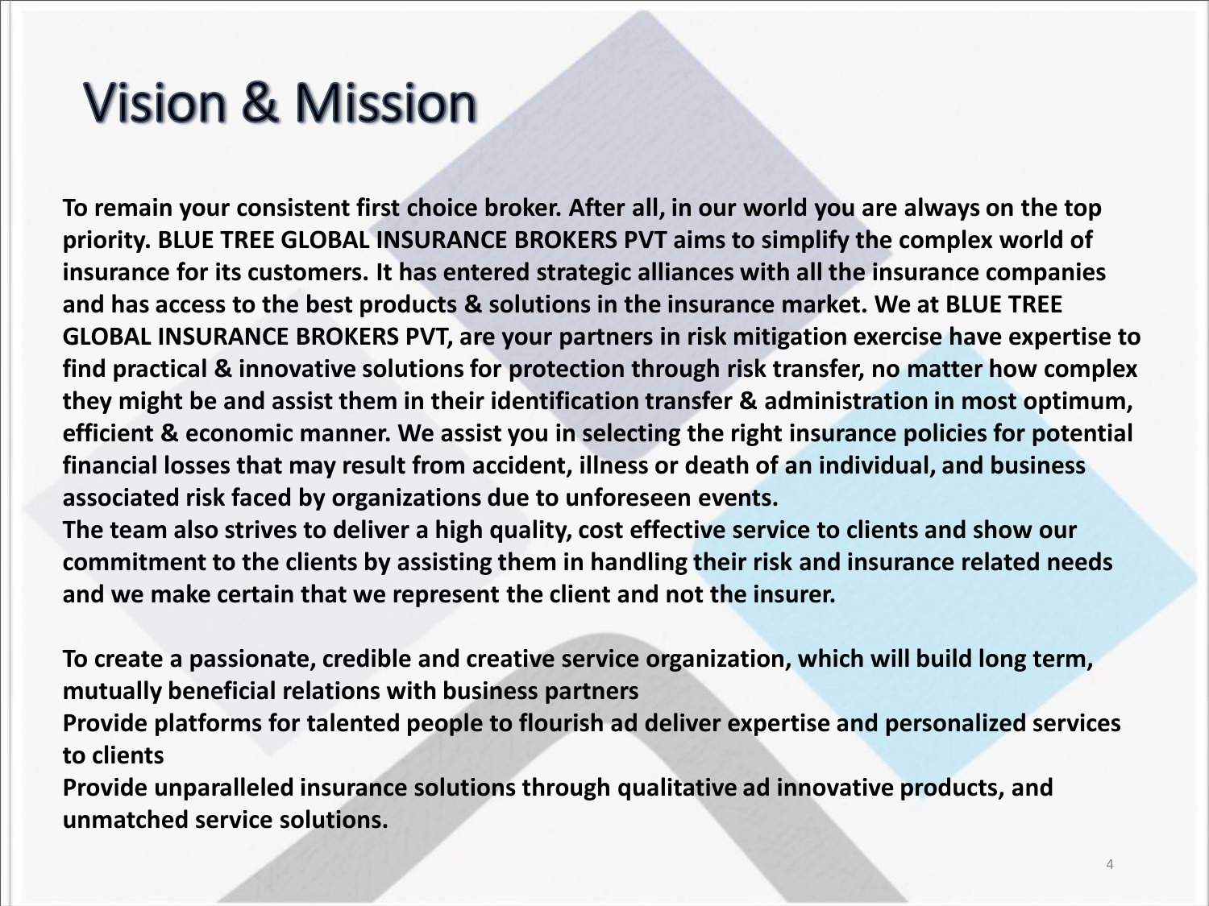# Vision & Mission

**To remain your consistent first choice broker. After all, in our world you are always on the top priority. BLUE TREE GLOBAL INSURANCE BROKERS PVT aims to simplify the complex world of insurance for its customers. It has entered strategic alliances with all the insurance companies and has access to the best products & solutions in the insurance market. We at BLUE TREE GLOBAL INSURANCE BROKERS PVT, are your partners in risk mitigation exercise have expertise to find practical & innovative solutions for protection through risk transfer, no matter how complex they might be and assist them in their identification transfer & administration in most optimum, efficient & economic manner. We assist you in selecting the right insurance policies for potential financial losses that may result from accident, illness or death of an individual, and business associated risk faced by organizations due to unforeseen events.**
**The team also strives to deliver a high quality, cost effective service to clients and show our commitment to the clients by assisting them in handling their risk and insurance related needs and we make certain that we represent the client and not the insurer.**

**To create a passionate, credible and creative service organization, which will build long term, mutually beneficial relations with business partners**
**Provide platforms for talented people to flourish ad deliver expertise and personalized services to clients**
**Provide unparalleled insurance solutions through qualitative ad innovative products, and unmatched service solutions.**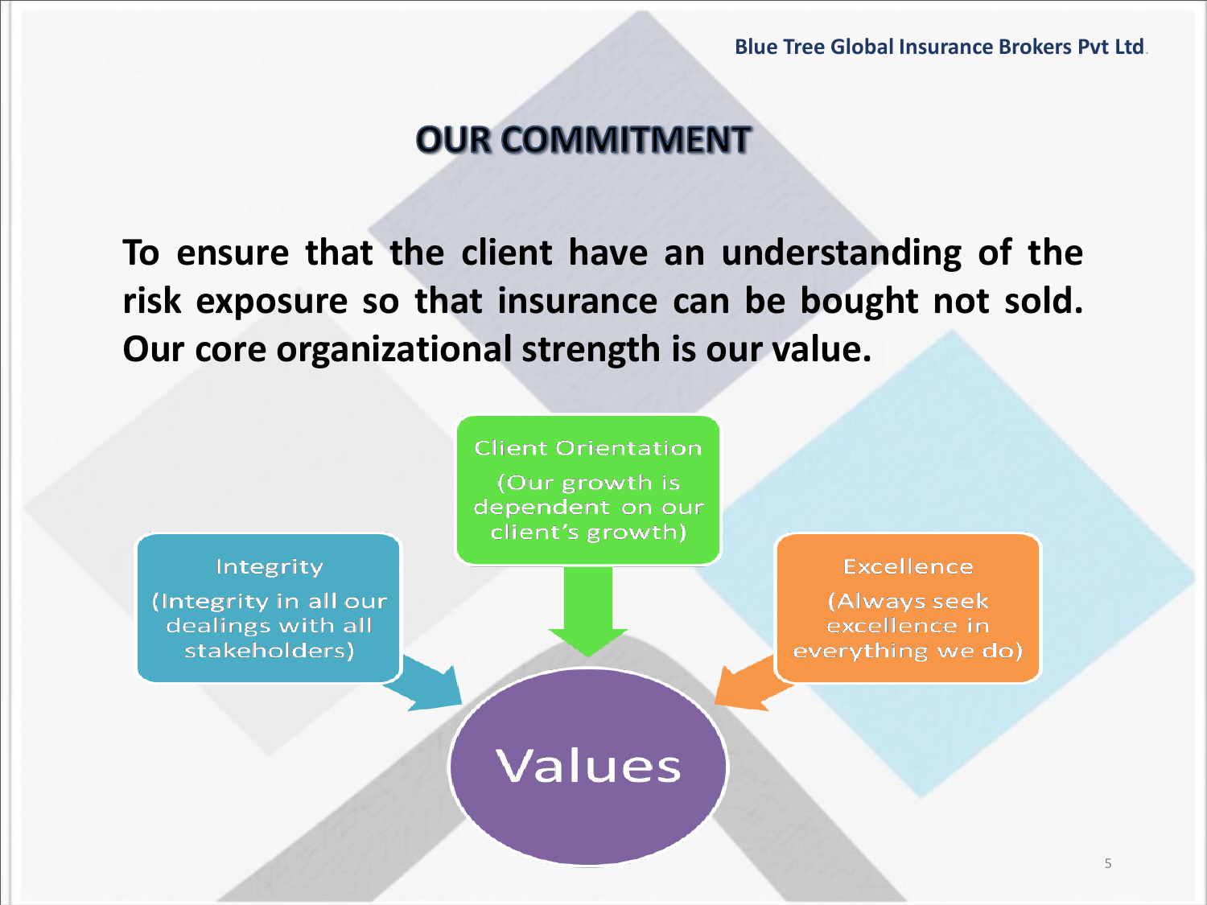## OUR COMMITMENT

**To ensure that the client have an understanding of the risk exposure so that insurance can be bought not sold. Our core organizational strength is our value.**

Client Orientation
(Our growth is dependent on our client's growth)

Integrity
(Integrity in all our dealings with all stakeholders)

Excellence
(Always seek excellence in everything we do)

Values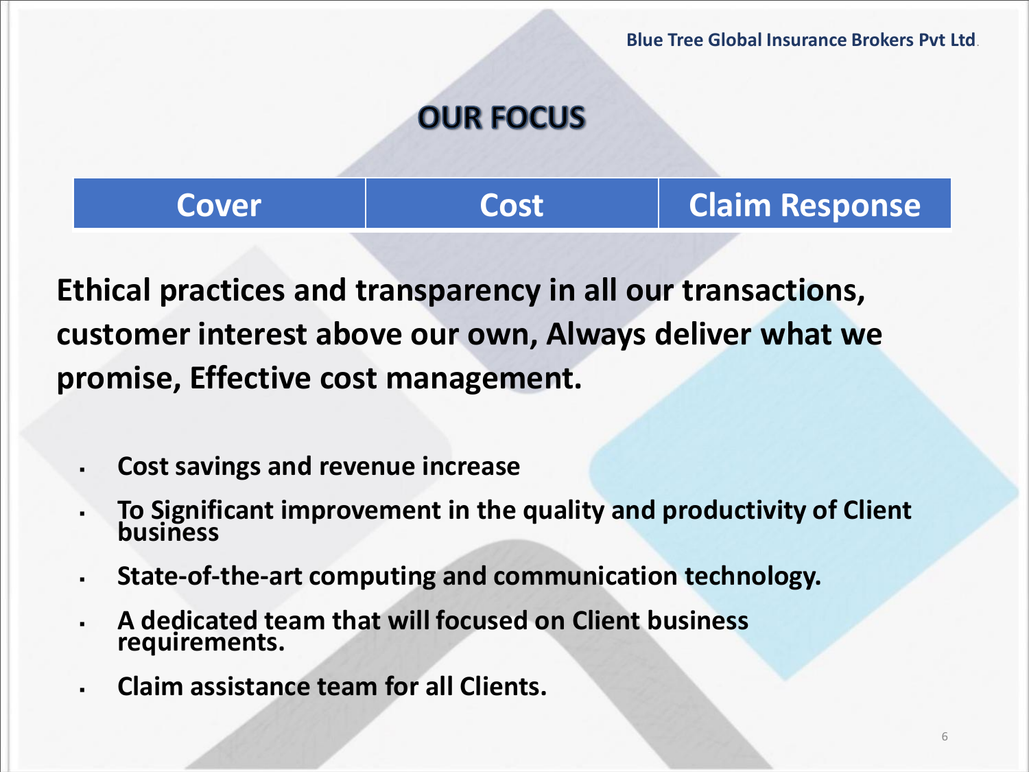# OUR FOCUS

| Cover | Cost | Claim Response |
| --- | --- | --- |

**Ethical practices and transparency in all our transactions, customer interest above our own, Always deliver what we promise, Effective cost management.**

- **Cost savings and revenue increase**
- **To Significant improvement in the quality and productivity of Client business**
- **State-of-the-art computing and communication technology.**
- **A dedicated team that will focused on Client business requirements.**
- **Claim assistance team for all Clients.**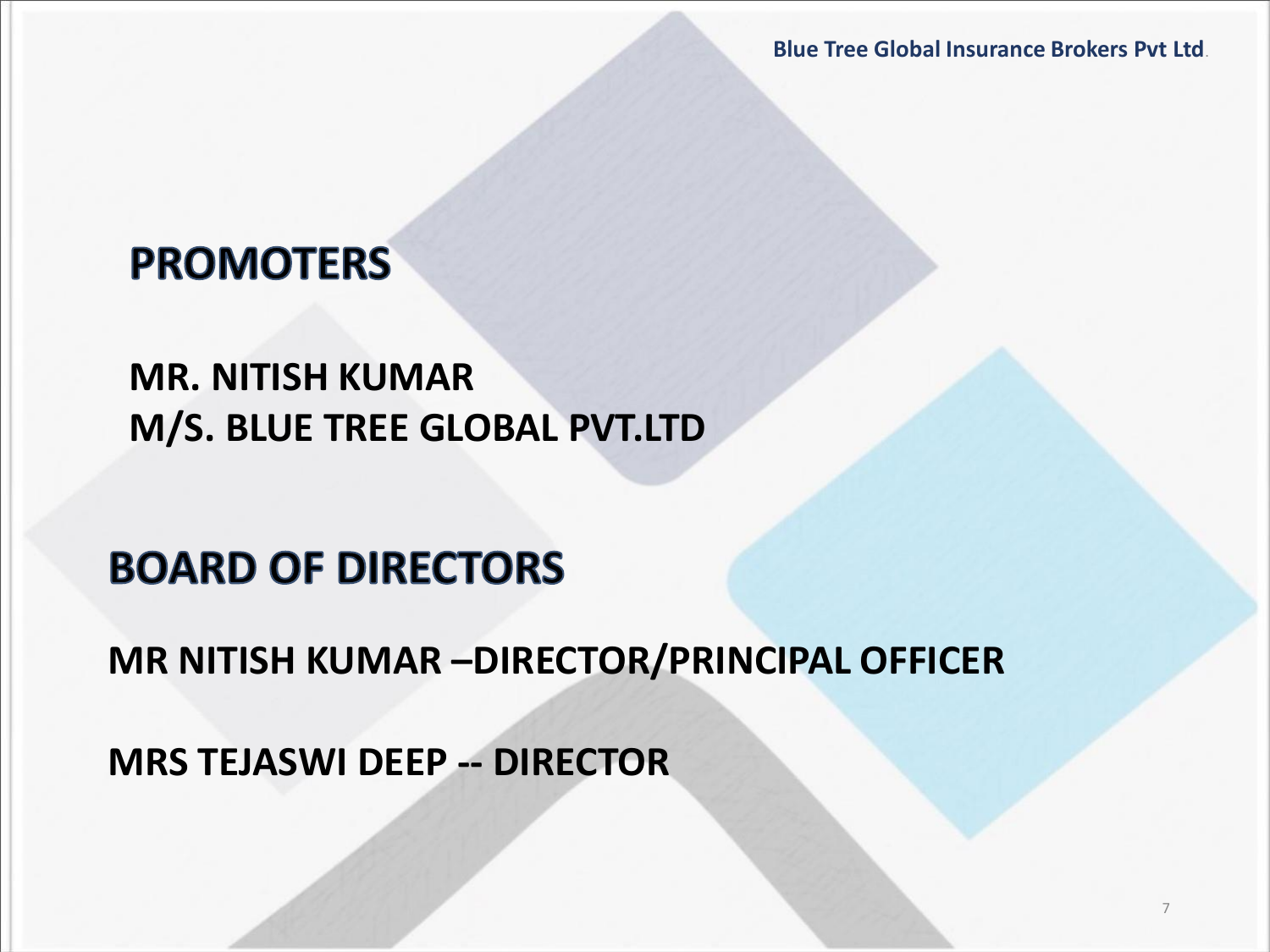## PROMOTERS

**MR. NITISH KUMAR**
**M/S. BLUE TREE GLOBAL PVT.LTD**

## BOARD OF DIRECTORS

**MR NITISH KUMAR –DIRECTOR/PRINCIPAL OFFICER**

**MRS TEJASWI DEEP -- DIRECTOR**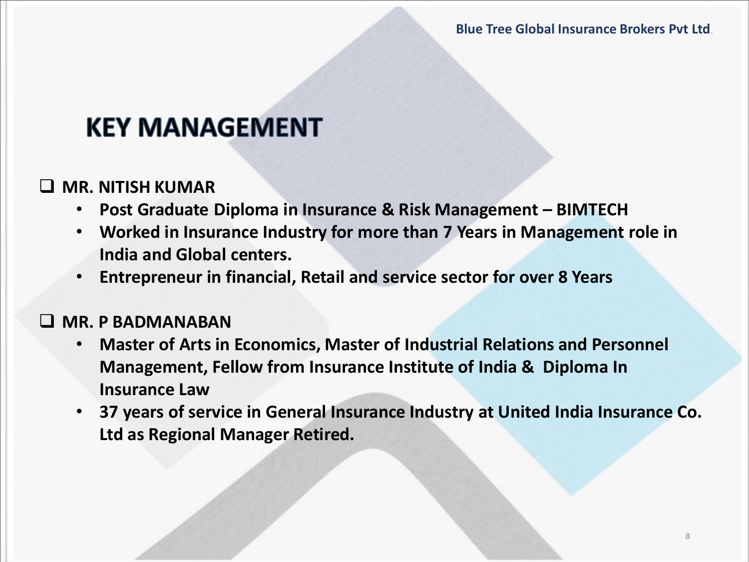# KEY MANAGEMENT

- **MR. NITISH KUMAR**
  - **Post Graduate Diploma in Insurance & Risk Management – BIMTECH**
  - **Worked in Insurance Industry for more than 7 Years in Management role in India and Global centers.**
  - **Entrepreneur in financial, Retail and service sector for over 8 Years**

- **MR. P BADMANABAN**
  - **Master of Arts in Economics, Master of Industrial Relations and Personnel Management, Fellow from Insurance Institute of India & Diploma In Insurance Law**
  - **37 years of service in General Insurance Industry at United India Insurance Co. Ltd as Regional Manager Retired.**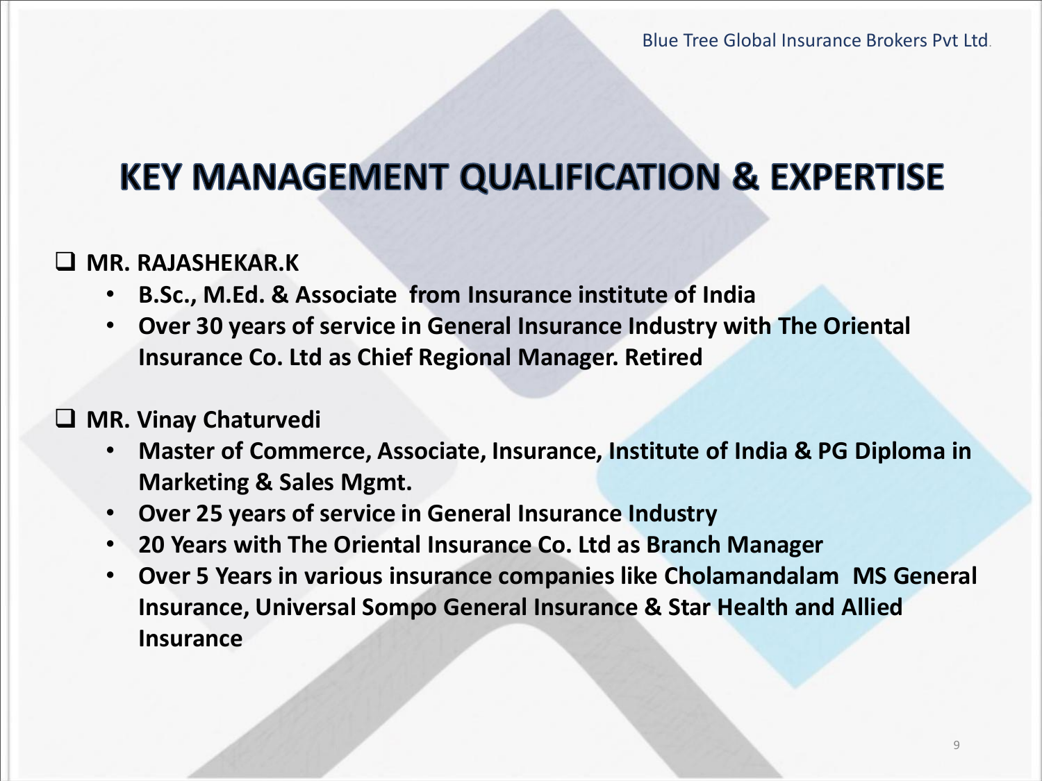# KEY MANAGEMENT QUALIFICATION & EXPERTISE

- **MR. RAJASHEKAR.K**
  - **B.Sc., M.Ed. & Associate from Insurance institute of India**
  - **Over 30 years of service in General Insurance Industry with The Oriental Insurance Co. Ltd as Chief Regional Manager. Retired**

- **MR. Vinay Chaturvedi**
  - **Master of Commerce, Associate, Insurance, Institute of India & PG Diploma in Marketing & Sales Mgmt.**
  - **Over 25 years of service in General Insurance Industry**
  - **20 Years with The Oriental Insurance Co. Ltd as Branch Manager**
  - **Over 5 Years in various insurance companies like Cholamandalam MS General Insurance, Universal Sompo General Insurance & Star Health and Allied Insurance**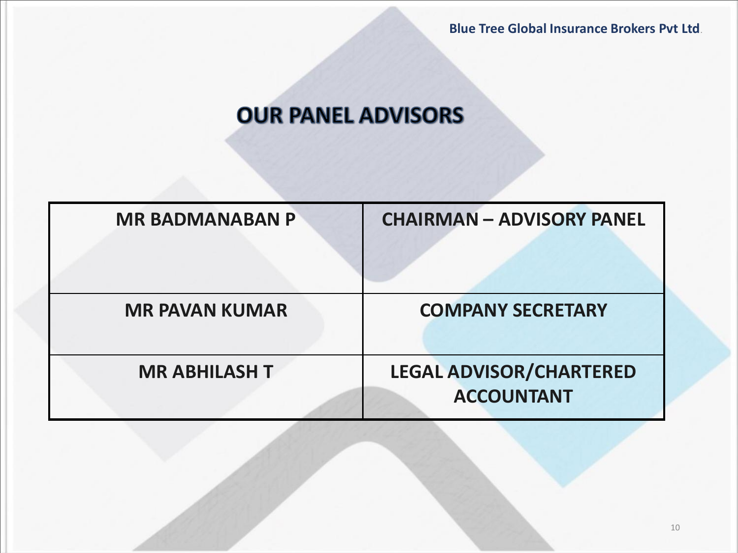# OUR PANEL ADVISORS

| MR BADMANABAN P | CHAIRMAN – ADVISORY PANEL |
|---|---|
| MR PAVAN KUMAR | COMPANY SECRETARY |
| MR ABHILASH T | LEGAL ADVISOR/CHARTERED ACCOUNTANT |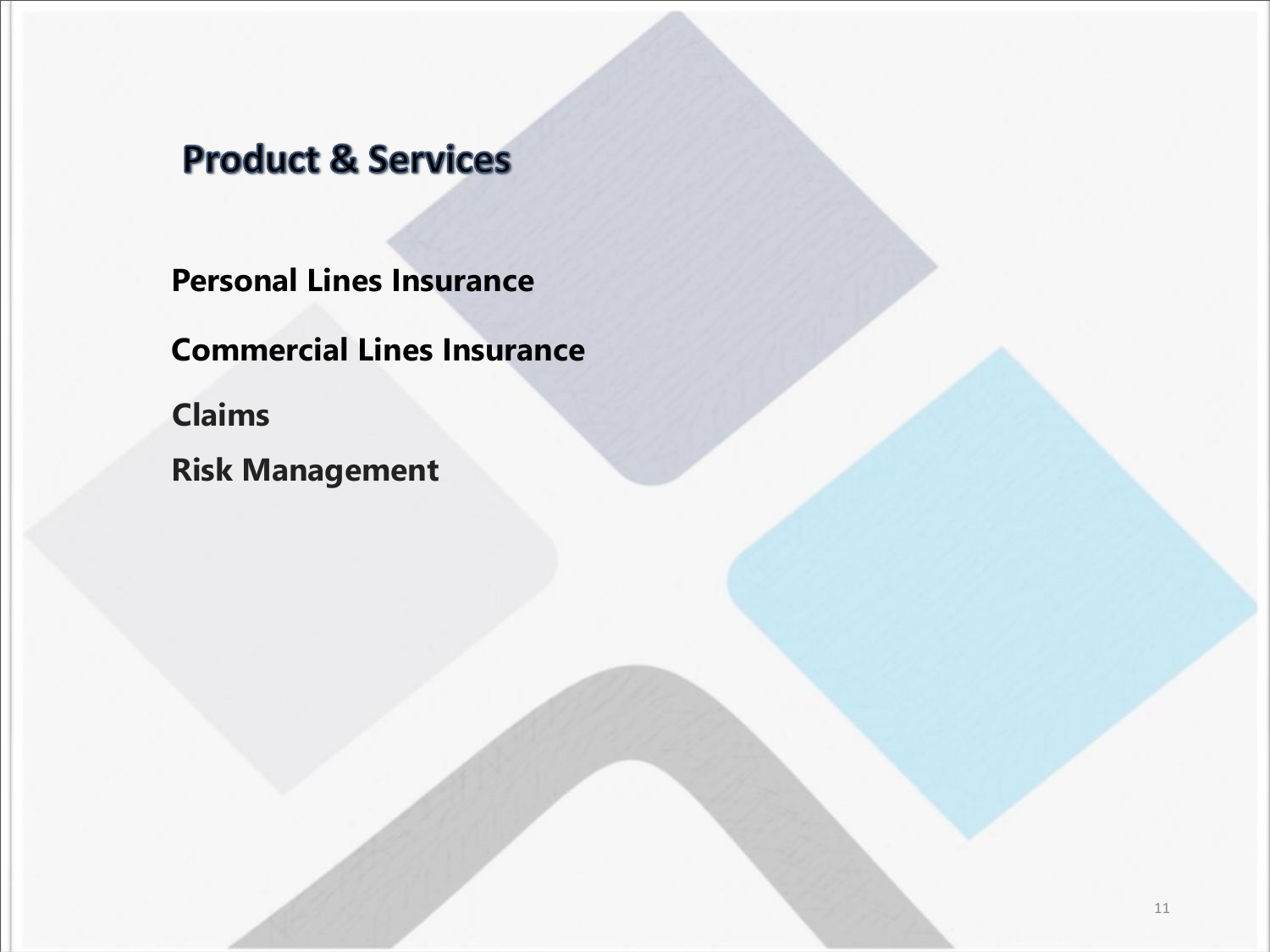## Product & Services

**Personal Lines Insurance**

**Commercial Lines Insurance**

**Claims**

**Risk Management**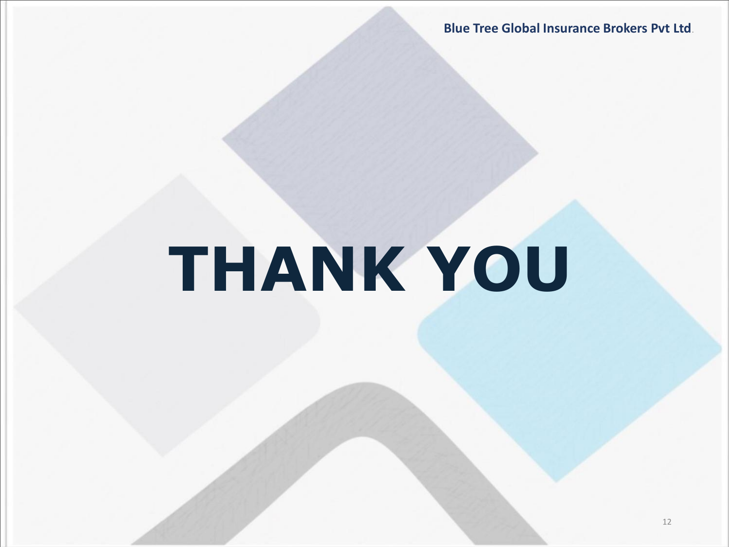# THANK YOU